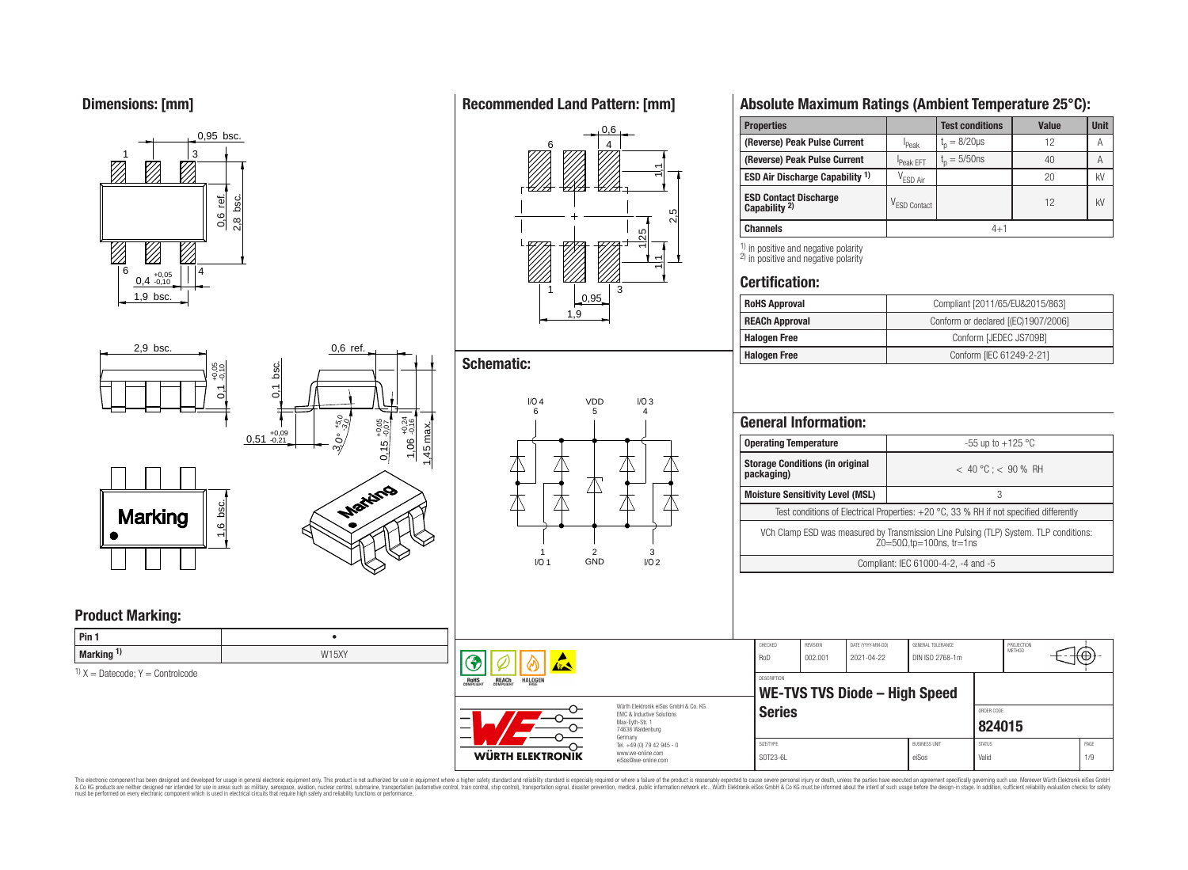## Dimensions: [mm]

## Recommended Land Pattern: [mm]

## Schematic:

## Absolute Maximum Ratings (Ambient Temperature 25°C):

| Properties | | Test conditions | Value | Unit |
|---|---|---|---|---|
| (Reverse) Peak Pulse Current | $I_{Peak}$ | $t_p = 8/20\mu s$ | 12 | A |
| (Reverse) Peak Pulse Current | $I_{Peak\ EFT}$ | $t_p = 5/50ns$ | 40 | A |
| ESD Air Discharge Capability [1] | $V_{ESD\ Air}$ | | 20 | kV |
| ESD Contact Discharge Capability [2] | $V_{ESD\ Contact}$ | | 12 | kV |
| Channels | 4+1 | | | |

[1] in positive and negative polarity
[2] in positive and negative polarity

## Certification:

| | |
|---|---|
| RoHS Approval | Compliant [2011/65/EU&2015/863] |
| REACh Approval | Conform or declared [(EC)1907/2006] |
| Halogen Free | Conform [JEDEC JS709B] |
| Halogen Free | Conform [IEC 61249-2-21] |

## General Information:

| | |
|---|---|
| Operating Temperature | -55 up to +125 °C |
| Storage Conditions (in original packaging) | < 40 °C ; < 90 % RH |
| Moisture Sensitivity Level (MSL) | 3 |

Test conditions of Electrical Properties: +20 °C, 33 % RH if not specified differently

VCh Clamp ESD was measured by Transmission Line Pulsing (TLP) System. TLP conditions: Z0=50Ω,tp=100ns, tr=1ns

Compliant: IEC 61000-4-2, -4 and -5

## Product Marking:

| Pin 1 | • |
|---|---|
| Marking [1] | W15XY |

[1] X = Datecode; Y = Controlcode

| CHECKED | REVISION | DATE (YYYY-MM-DD) | GENERAL TOLERANCE | PROJECTION METHOD |
|---|---|---|---|---|
| RoD | 002.001 | 2021-04-22 | DIN ISO 2768-1m | |

DESCRIPTION
**WE-TVS TVS Diode – High Speed Series**

ORDER CODE **824015**

| SIZE/TYPE | BUSINESS UNIT | STATUS | PAGE |
|---|---|---|---|
| SOT23-6L | eiSos | Valid | 1/9 |

Würth Elektronik eiSos GmbH & Co. KG
EMC & Inductive Solutions
Max-Eyth-Str. 1
74638 Waldenburg
Germany
Tel. +49 (0) 79 42 945 - 0
www.we-online.com
eiSos@we-online.com

This electronic component has been designed and developed for usage in general electronic equipment only. This product is not authorized for use in equipment where a higher safety standard and reliability standard is especially required or where a failure of the product is reasonably expected to cause severe personal injury or death, unless the parties have executed an agreement specifically governing such use. Moreover Würth Elektronik eiSos GmbH & Co KG products are neither designed nor intended for use in areas such as military, aerospace, aviation, nuclear control, submarine, transportation (automotive control, train control, ship control), transportation signal, disaster prevention, medical, public information network etc.. Würth Elektronik eiSos GmbH & Co KG must be informed about the intent of such usage before the design-in stage. In addition, sufficient reliability evaluation checks for safety must be performed on every electronic component which is used in electrical circuits that require high safety and reliability functions or performance.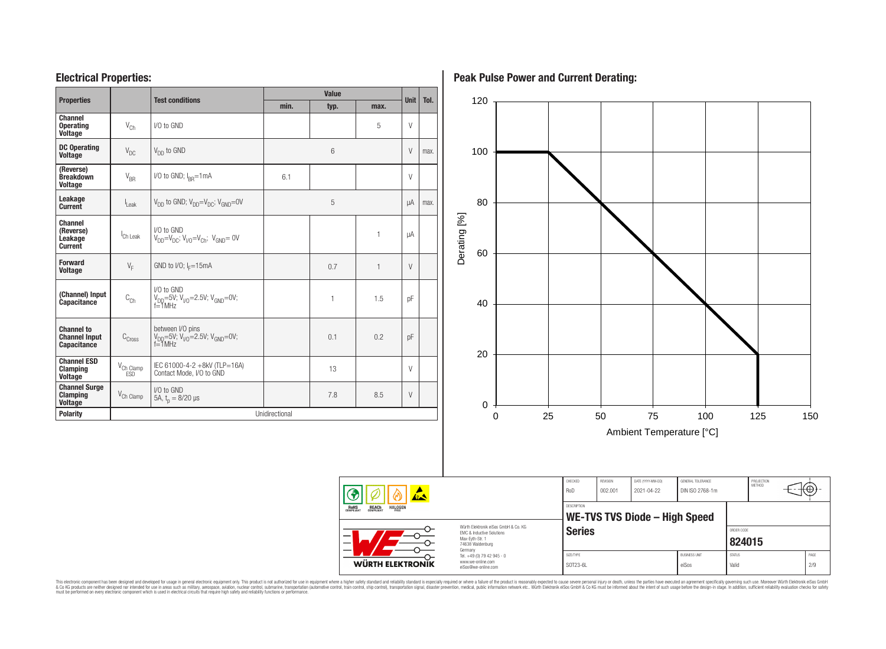## Electrical Properties:

| Properties | | Test conditions | Value | | | Unit | Tol. |
|---|---|---|---|---|---|---|---|
| | | | min. | typ. | max. | | |
| **Channel Operating Voltage** | $V_{Ch}$ | I/O to GND | | | 5 | V | |
| **DC Operating Voltage** | $V_{DC}$ | $V_{DD}$ to GND | | 6 | | V | max. |
| **(Reverse) Breakdown Voltage** | $V_{BR}$ | I/O to GND; $I_{BR}$=1mA | 6.1 | | | V | |
| **Leakage Current** | $I_{Leak}$ | $V_{DD}$ to GND; $V_{DD}$=$V_{DC}$; $V_{GND}$=0V | | 5 | | µA | max. |
| **Channel (Reverse) Leakage Current** | $I_{Ch\ Leak}$ | I/O to GND $V_{DD}$=$V_{DC}$; $V_{I/O}$=$V_{Ch}$; $V_{GND}$= 0V | | | 1 | µA | |
| **Forward Voltage** | $V_F$ | GND to I/O; $I_F$=15mA | | 0.7 | 1 | V | |
| **(Channel) Input Capacitance** | $C_{Ch}$ | I/O to GND $V_{DD}$=5V; $V_{I/O}$=2.5V; $V_{GND}$=0V; f=1MHz | | 1 | 1.5 | pF | |
| **Channel to Channel Input Capacitance** | $C_{Cross}$ | between I/O pins $V_{DD}$=5V; $V_{I/O}$=2.5V; $V_{GND}$=0V; f=1MHz | | 0.1 | 0.2 | pF | |
| **Channel ESD Clamping Voltage** | $V_{Ch\ Clamp\ ESD}$ | IEC 61000-4-2 +8kV (TLP=16A) Contact Mode, I/O to GND | | 13 | | V | |
| **Channel Surge Clamping Voltage** | $V_{Ch\ Clamp}$ | I/O to GND 5A, $t_p$ = 8/20 µs | | 7.8 | 8.5 | V | |
| **Polarity** | Unidirectional | | | | | | |

## Peak Pulse Power and Current Derating:

Derating [%] vs. Ambient Temperature [°C]: 100 % from 0 °C to 25 °C, decreasing linearly to 20 % at 125 °C, then dropping to 0 at 125 °C.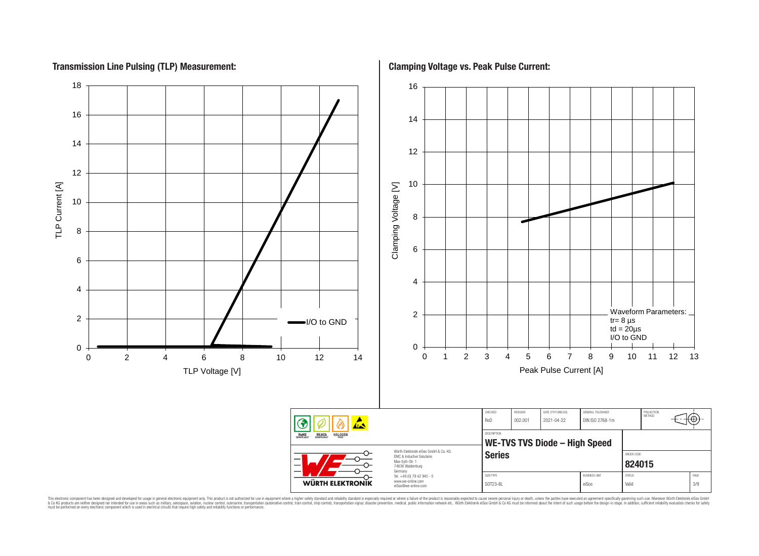## Transmission Line Pulsing (TLP) Measurement:

TLP Current [A]

0, 2, 4, 6, 8, 10, 12, 14, 16, 18

TLP Voltage [V]

0, 2, 4, 6, 8, 10, 12, 14

I/O to GND

## Clamping Voltage vs. Peak Pulse Current:

Clamping Voltage [V]

0, 2, 4, 6, 8, 10, 12, 14, 16

Peak Pulse Current [A]

0, 1, 2, 3, 4, 5, 6, 7, 8, 9, 10, 11, 12, 13

Waveform Parameters:
tr= 8 µs
td = 20µs
I/O to GND

| CHECKED | REVISION | DATE (YYYY-MM-DD) | GENERAL TOLERANCE | PROJECTION METHOD |
|---|---|---|---|---|
| RoD | 002.001 | 2021-04-22 | DIN ISO 2768-1m | |

DESCRIPTION
**WE-TVS TVS Diode – High Speed Series**

ORDER CODE
**824015**

| SIZE/TYPE | BUSINESS UNIT | STATUS | PAGE |
|---|---|---|---|
| SOT23-6L | eiSos | Valid | 3/9 |

RoHS COMPLIANT REACh COMPLIANT HALOGEN FREE

WÜRTH ELEKTRONIK

Würth Elektronik eiSos GmbH & Co. KG
EMC & Inductive Solutions
Max-Eyth-Str. 1
74638 Waldenburg
Germany
Tel. +49 (0) 79 42 945 - 0
www.we-online.com
eiSos@we-online.com

This electronic component has been designed and developed for usage in general electronic equipment only. This product is not authorized for use in equipment where a higher safety standard and reliability standard is especially required or where a failure of the product is reasonably expected to cause severe personal injury or death, unless the parties have executed an agreement specifically governing such use. Moreover Würth Elektronik eiSos GmbH & Co KG products are neither designed nor intended for use in areas such as military, aerospace, aviation, nuclear control, submarine, transportation (automotive control, train control, ship control), transportation signal, disaster prevention, medical, public information network etc.. Würth Elektronik eiSos GmbH & Co KG must be informed about the intent of such usage before the design-in stage. In addition, sufficient reliability evaluation checks for safety must be performed on every electronic component which is used in electrical circuits that require high safety and reliability functions or performance.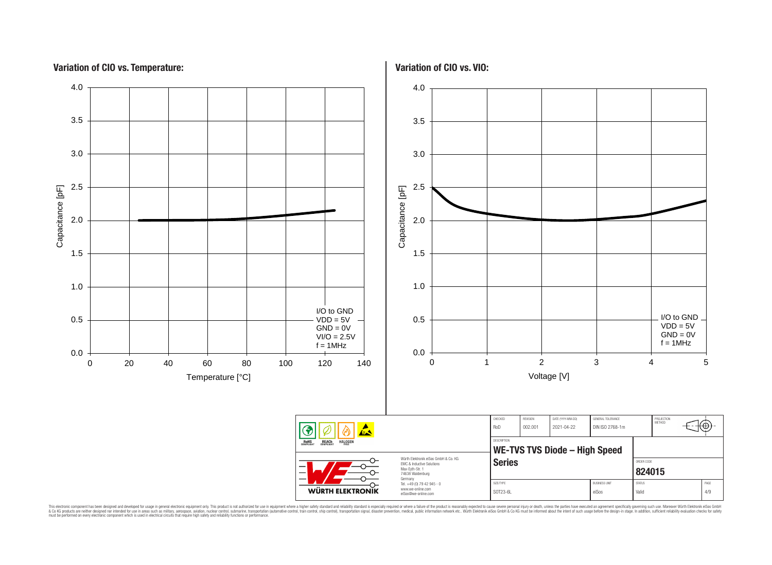## Variation of CIO vs. Temperature:

Capacitance [pF] vs. Temperature [°C]

I/O to GND
VDD = 5V
GND = 0V
VI/O = 2.5V
f = 1MHz

## Variation of CIO vs. VIO:

Capacitance [pF] vs. Voltage [V]

I/O to GND
VDD = 5V
GND = 0V
f = 1MHz

| CHECKED | REVISION | DATE (YYYY-MM-DD) | GENERAL TOLERANCE | PROJECTION METHOD |
|---|---|---|---|---|
| RoD | 002.001 | 2021-04-22 | DIN ISO 2768-1m | |

DESCRIPTION
**WE-TVS TVS Diode – High Speed Series**

ORDER CODE
**824015**

| SIZE/TYPE | BUSINESS UNIT | STATUS | PAGE |
|---|---|---|---|
| SOT23-6L | eiSos | Valid | 4/9 |

Würth Elektronik eiSos GmbH & Co. KG
EMC & Inductive Solutions
Max-Eyth-Str. 1
74638 Waldenburg
Germany
Tel. +49 (0) 79 42 945 - 0
www.we-online.com
eiSos@we-online.com

This electronic component has been designed and developed for usage in general electronic equipment only. This product is not authorized for use in equipment where a higher safety standard and reliability standard is especially required or where a failure of the product is reasonably expected to cause severe personal injury or death, unless the parties have executed an agreement specifically governing such use. Moreover Würth Elektronik eiSos GmbH & Co KG products are neither designed nor intended for use in areas such as military, aerospace, aviation, nuclear control, submarine, transportation (automotive control, train control, ship control), transportation signal, disaster prevention, medical, public information network etc.. Würth Elektronik eiSos GmbH & Co KG must be informed about the intent of such usage before the design-in stage. In addition, sufficient reliability evaluation checks for safety must be performed on every electronic component which is used in electrical circuits that require high safety and reliability functions or performance.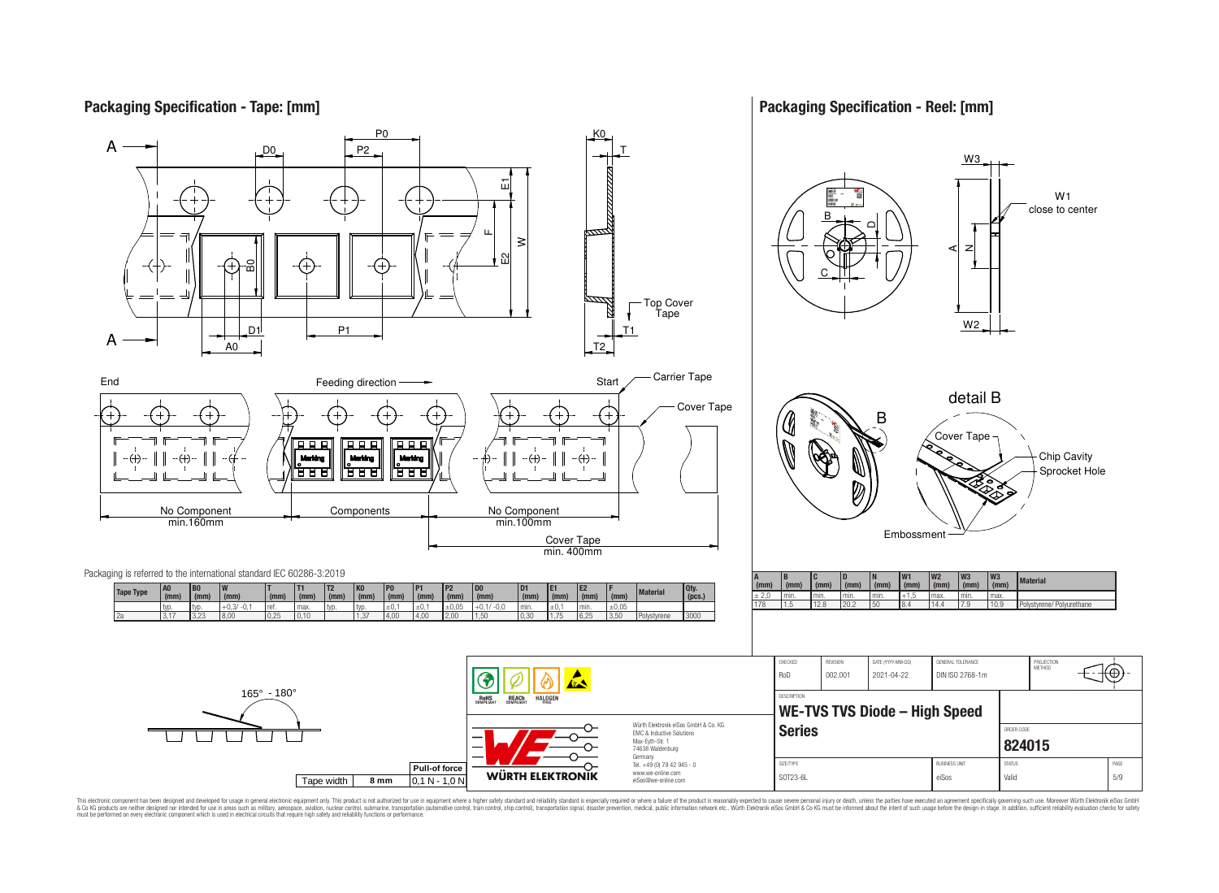## Packaging Specification - Tape: [mm]

A — D0 — P0 — P2 — K0 — T — E1 — F — W — E2 — B0 — D1 — P1 — A0 — T1 — T2 — Top Cover Tape

End — Feeding direction — Start — Carrier Tape — Cover Tape

No Component min.160mm — Components — No Component min.100mm — Cover Tape min. 400mm

Packaging is referred to the international standard IEC 60286-3:2019

| Tape Type | A0 (mm) | B0 (mm) | W (mm) | T (mm) | T1 (mm) | T2 (mm) | K0 (mm) | P0 (mm) | P1 (mm) | P2 (mm) | D0 (mm) | D1 (mm) | E1 (mm) | E2 (mm) | F (mm) | Material | Qty. (pcs.) |
|---|---|---|---|---|---|---|---|---|---|---|---|---|---|---|---|---|---|
| | typ. | typ. | +0,3/ -0,1 | ref. | max. | typ. | typ. | ±0,1 | ±0,1 | ±0,05 | +0,1/ -0,0 | min. | ±0,1 | min. | ±0,05 | | |
| 2a | 3,17 | 3,23 | 8,00 | 0,25 | 0,10 | | 1,37 | 4,00 | 4,00 | 2,00 | 1,50 | 0,30 | 1,75 | 6,25 | 3,50 | Polystyrene | 3000 |

165° - 180°

| Tape width | 8 mm | Pull-of force 0,1 N - 1,0 N |
|---|---|---|

## Packaging Specification - Reel: [mm]

W3 — W1 close to center — B — D — C — A — N — W2

detail B — Cover Tape — Chip Cavity — Sprocket Hole — Embossment

| A (mm) | B (mm) | C (mm) | D (mm) | N (mm) | W1 (mm) | W2 (mm) | W3 (mm) | W3 (mm) | Material |
|---|---|---|---|---|---|---|---|---|---|
| ± 2,0 | min. | min. | min. | min. | +1,5 | max. | min. | max. | |
| 178 | 1.5 | 12.8 | 20.2 | 50 | 8.4 | 14.4 | 7.9 | 10.9 | Polystyrene/ Polyurethane |

RoHS COMPLIANT — REACh COMPLIANT — HALOGEN FREE

Würth Elektronik eiSos GmbH & Co. KG
EMC & Inductive Solutions
Max-Eyth-Str. 1
74638 Waldenburg
Germany
Tel. +49 (0) 79 42 945 - 0
www.we-online.com
eiSos@we-online.com

| CHECKED | REVISION | DATE (YYYY-MM-DD) | GENERAL TOLERANCE | PROJECTION METHOD |
|---|---|---|---|---|
| RoD | 002.001 | 2021-04-22 | DIN ISO 2768-1m | |

DESCRIPTION: **WE-TVS TVS Diode – High Speed Series**

ORDER CODE: **824015**

| SIZE/TYPE | BUSINESS UNIT | STATUS | PAGE |
|---|---|---|---|
| SOT23-6L | eiSos | Valid | 5/9 |

This electronic component has been designed and developed for usage in general electronic equipment only. This product is not authorized for use in equipment where a higher safety standard and reliability standard is especially required or where a failure of the product is reasonably expected to cause severe personal injury or death, unless the parties have executed an agreement specifically governing such use. Moreover Würth Elektronik eiSos GmbH & Co KG products are neither designed nor intended for use in areas such as military, aerospace, aviation, nuclear control, submarine, transportation (automotive control, train control, ship control), transportation signal, disaster prevention, medical, public information network etc.. Würth Elektronik eiSos GmbH & Co KG must be informed about the intent of such usage before the design-in stage. In addition, sufficient reliability evaluation checks for safety must be performed on every electronic component which is used in electrical circuits that require high safety and reliability functions or performance.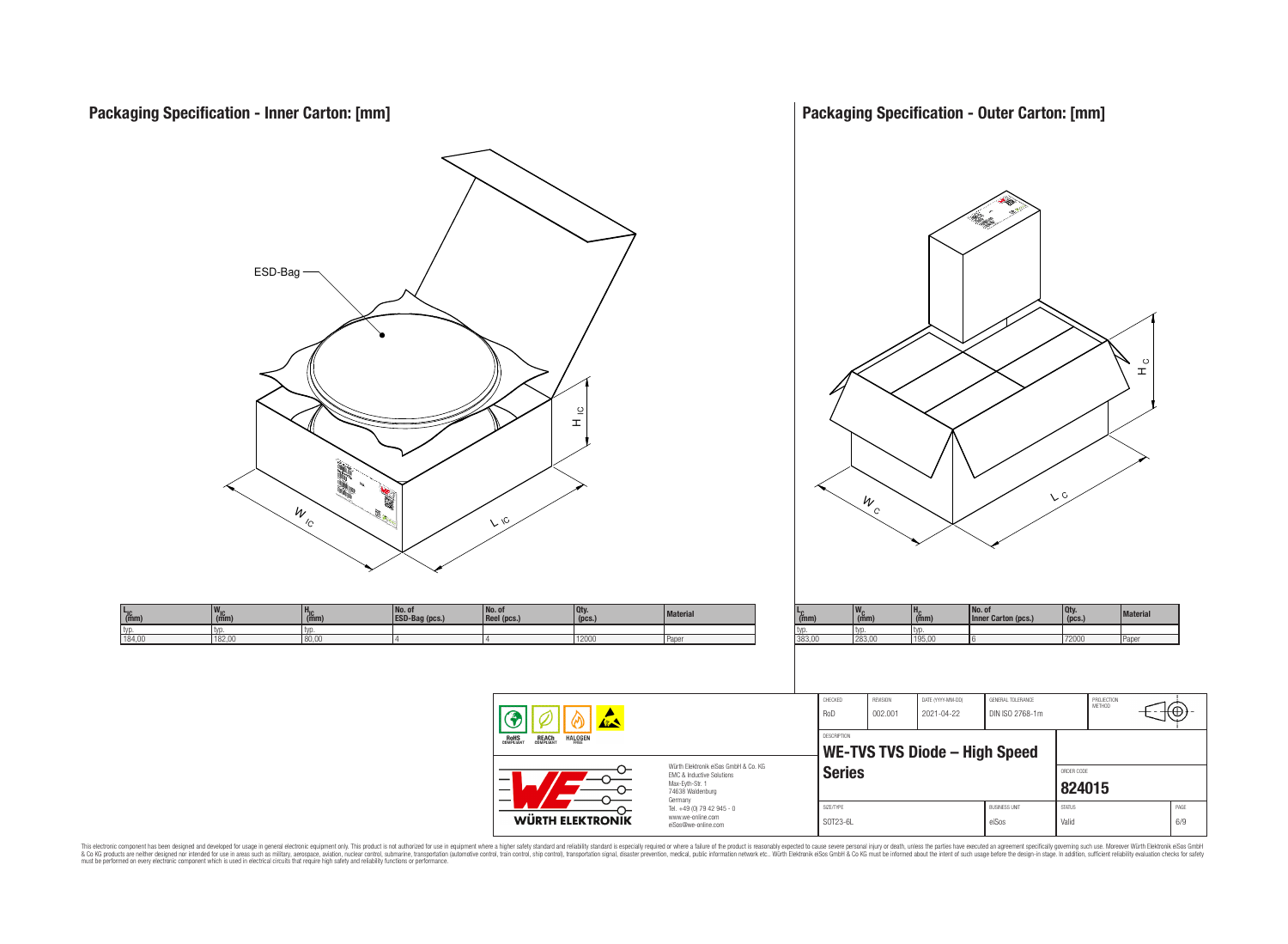## Packaging Specification - Inner Carton: [mm]

ESD-Bag

| $L_{IC}$ (mm) | $W_{IC}$ (mm) | $H_{IC}$ (mm) | No. of ESD-Bag (pcs.) | No. of Reel (pcs.) | Qty. (pcs.) | Material |
|---|---|---|---|---|---|---|
| typ. | typ. | typ. | | | | |
| 184,00 | 182,00 | 80,00 | 4 | 4 | 12000 | Paper |

## Packaging Specification - Outer Carton: [mm]

| $L_C$ (mm) | $W_C$ (mm) | $H_C$ (mm) | No. of Inner Carton (pcs.) | Qty. (pcs.) | Material |
|---|---|---|---|---|---|
| typ. | typ. | typ. | | | |
| 383,00 | 283,00 | 195,00 | 6 | 72000 | Paper |

| CHECKED | REVISION | DATE (YYYY-MM-DD) | GENERAL TOLERANCE | PROJECTION METHOD |
|---|---|---|---|---|
| RoD | 002.001 | 2021-04-22 | DIN ISO 2768-1m | |

DESCRIPTION

**WE-TVS TVS Diode – High Speed Series**

ORDER CODE: **824015**

| SIZE/TYPE | BUSINESS UNIT | STATUS | PAGE |
|---|---|---|---|
| SOT23-6L | eiSos | Valid | 6/9 |

RoHS COMPLIANT · REACh COMPLIANT · HALOGEN FREE

Würth Elektronik eiSos GmbH & Co. KG
EMC & Inductive Solutions
Max-Eyth-Str. 1
74638 Waldenburg
Germany
Tel. +49 (0) 79 42 945 - 0
www.we-online.com
eiSos@we-online.com

WÜRTH ELEKTRONIK

This electronic component has been designed and developed for usage in general electronic equipment only. This product is not authorized for use in equipment where a higher safety standard and reliability standard is especially required or where a failure of the product is reasonably expected to cause severe personal injury or death, unless the parties have executed an agreement specifically governing such use. Moreover Würth Elektronik eiSos GmbH & Co KG products are neither designed nor intended for use in areas such as military, aerospace, aviation, nuclear control, submarine, transportation (automotive control, train control, ship control), transportation signal, disaster prevention, medical, public information network etc.. Würth Elektronik eiSos GmbH & Co KG must be informed about the intent of such usage before the design-in stage. In addition, sufficient reliability evaluation checks for safety must be performed on every electronic component which is used in electrical circuits that require high safety and reliability functions or performance.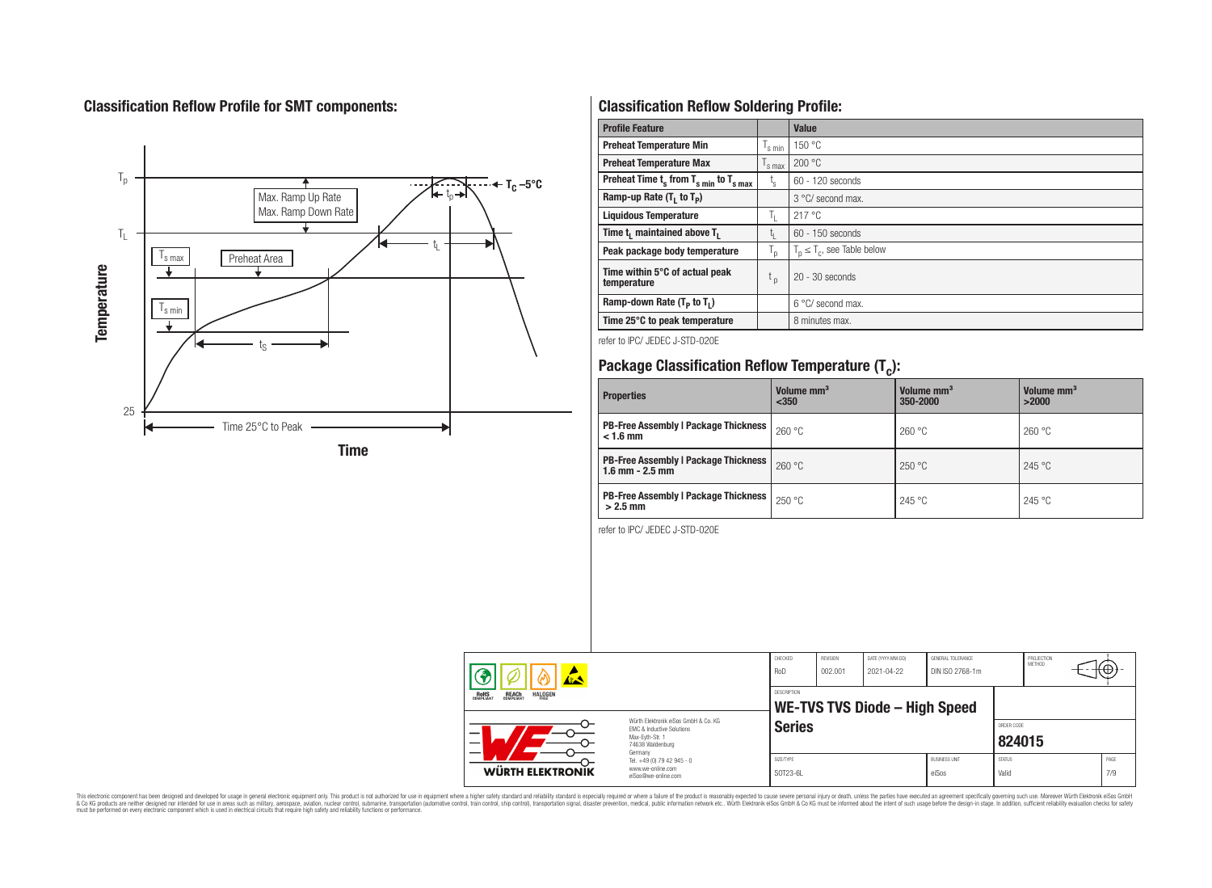## Classification Reflow Profile for SMT components:

## Classification Reflow Soldering Profile:

| Profile Feature | | Value |
|---|---|---|
| Preheat Temperature Min | $T_{s\ min}$ | 150 °C |
| Preheat Temperature Max | $T_{s\ max}$ | 200 °C |
| Preheat Time $t_s$ from $T_{s\ min}$ to $T_{s\ max}$ | $t_s$ | 60 - 120 seconds |
| Ramp-up Rate ($T_L$ to $T_P$) | | 3 °C/ second max. |
| Liquidous Temperature | $T_L$ | 217 °C |
| Time $t_L$ maintained above $T_L$ | $t_L$ | 60 - 150 seconds |
| Peak package body temperature | $T_p$ | $T_p \leq T_c$, see Table below |
| Time within 5°C of actual peak temperature | $t_p$ | 20 - 30 seconds |
| Ramp-down Rate ($T_P$ to $T_L$) | | 6 °C/ second max. |
| Time 25°C to peak temperature | | 8 minutes max. |

refer to IPC/ JEDEC J-STD-020E

## Package Classification Reflow Temperature ($T_c$):

| Properties | Volume mm³ <350 | Volume mm³ 350-2000 | Volume mm³ >2000 |
|---|---|---|---|
| PB-Free Assembly \| Package Thickness < 1.6 mm | 260 °C | 260 °C | 260 °C |
| PB-Free Assembly \| Package Thickness 1.6 mm - 2.5 mm | 260 °C | 250 °C | 245 °C |
| PB-Free Assembly \| Package Thickness > 2.5 mm | 250 °C | 245 °C | 245 °C |

refer to IPC/ JEDEC J-STD-020E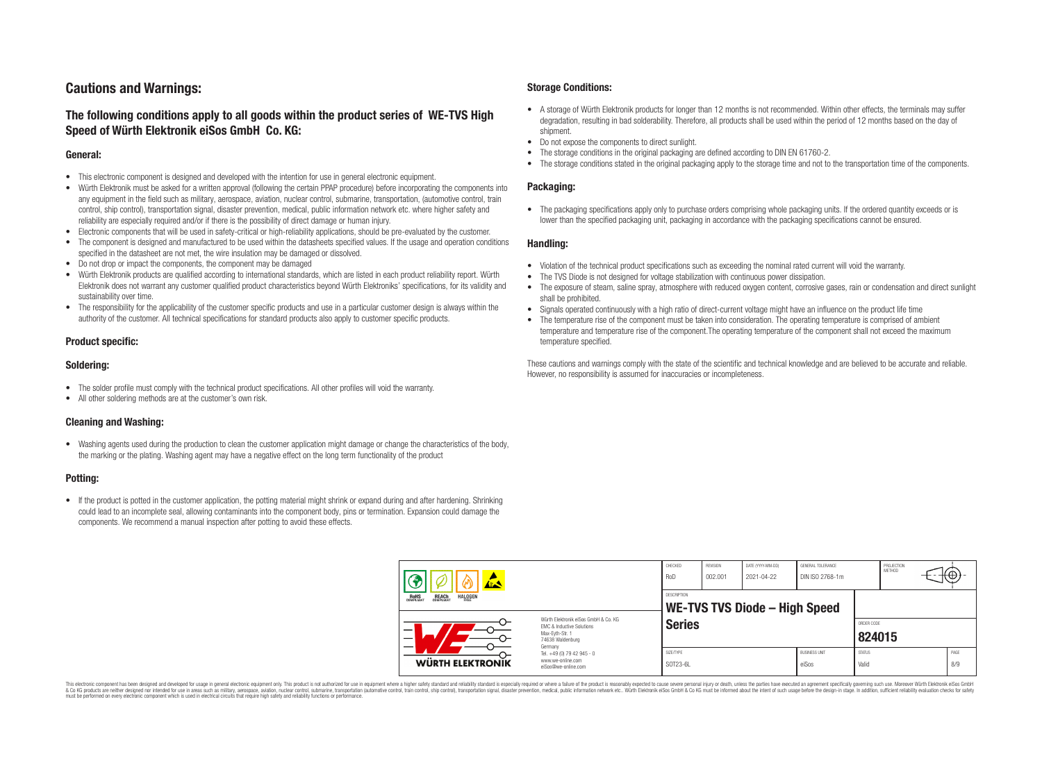# Cautions and Warnings:

## The following conditions apply to all goods within the product series of WE-TVS High Speed of Würth Elektronik eiSos GmbH Co. KG:

### General:

- This electronic component is designed and developed with the intention for use in general electronic equipment.
- Würth Elektronik must be asked for a written approval (following the certain PPAP procedure) before incorporating the components into any equipment in the field such as military, aerospace, aviation, nuclear control, submarine, transportation, (automotive control, train control, ship control), transportation signal, disaster prevention, medical, public information network etc. where higher safety and reliability are especially required and/or if there is the possibility of direct damage or human injury.
- Electronic components that will be used in safety-critical or high-reliability applications, should be pre-evaluated by the customer.
- The component is designed and manufactured to be used within the datasheets specified values. If the usage and operation conditions specified in the datasheet are not met, the wire insulation may be damaged or dissolved.
- Do not drop or impact the components, the component may be damaged
- Würth Elektronik products are qualified according to international standards, which are listed in each product reliability report. Würth Elektronik does not warrant any customer qualified product characteristics beyond Würth Elektroniks' specifications, for its validity and sustainability over time.
- The responsibility for the applicability of the customer specific products and use in a particular customer design is always within the authority of the customer. All technical specifications for standard products also apply to customer specific products.

### Product specific:

### Soldering:

- The solder profile must comply with the technical product specifications. All other profiles will void the warranty.
- All other soldering methods are at the customer's own risk.

### Cleaning and Washing:

- Washing agents used during the production to clean the customer application might damage or change the characteristics of the body, the marking or the plating. Washing agent may have a negative effect on the long term functionality of the product

### Potting:

- If the product is potted in the customer application, the potting material might shrink or expand during and after hardening. Shrinking could lead to an incomplete seal, allowing contaminants into the component body, pins or termination. Expansion could damage the components. We recommend a manual inspection after potting to avoid these effects.

### Storage Conditions:

- A storage of Würth Elektronik products for longer than 12 months is not recommended. Within other effects, the terminals may suffer degradation, resulting in bad solderability. Therefore, all products shall be used within the period of 12 months based on the day of shipment.
- Do not expose the components to direct sunlight.
- The storage conditions in the original packaging are defined according to DIN EN 61760-2.
- The storage conditions stated in the original packaging apply to the storage time and not to the transportation time of the components.

### Packaging:

- The packaging specifications apply only to purchase orders comprising whole packaging units. If the ordered quantity exceeds or is lower than the specified packaging unit, packaging in accordance with the packaging specifications cannot be ensured.

### Handling:

- Violation of the technical product specifications such as exceeding the nominal rated current will void the warranty.
- The TVS Diode is not designed for voltage stabilization with continuous power dissipation.
- The exposure of steam, saline spray, atmosphere with reduced oxygen content, corrosive gases, rain or condensation and direct sunlight shall be prohibited.
- Signals operated continuously with a high ratio of direct-current voltage might have an influence on the product life time
- The temperature rise of the component must be taken into consideration. The operating temperature is comprised of ambient temperature and temperature rise of the component.The operating temperature of the component shall not exceed the maximum temperature specified.

These cautions and warnings comply with the state of the scientific and technical knowledge and are believed to be accurate and reliable. However, no responsibility is assumed for inaccuracies or incompleteness.

| CHECKED | REVISION | DATE (YYYY-MM-DD) | GENERAL TOLERANCE | PROJECTION METHOD |
|---|---|---|---|---|
| RoD | 002.001 | 2021-04-22 | DIN ISO 2768-1m | |

DESCRIPTION: **WE-TVS TVS Diode – High Speed Series**

ORDER CODE: **824015**

| SIZE/TYPE | BUSINESS UNIT | STATUS | PAGE |
|---|---|---|---|
| SOT23-6L | eiSos | Valid | 8/9 |

Würth Elektronik eiSos GmbH & Co. KG
EMC & Inductive Solutions
Max-Eyth-Str. 1
74638 Waldenburg
Germany
Tel. +49 (0) 79 42 945 - 0
www.we-online.com
eiSos@we-online.com

This electronic component has been designed and developed for usage in general electronic equipment only. This product is not authorized for use in equipment where a higher safety standard and reliability standard is especially required or where a failure of the product is reasonably expected to cause severe personal injury or death, unless the parties have executed an agreement specifically governing such usage. Moreover Würth Elektronik eiSos GmbH & Co KG products are neither designed nor intended for use in areas such as military, aerospace, aviation, nuclear control, submarine, transportation (automotive control, train control, ship control), transportation signal, disaster prevention, medical, public information network etc.. Würth Elektronik eiSos GmbH & Co KG must be informed about the intent of such usage before the design-in stage. In addition, sufficient reliability evaluation checks for safety must be performed on every electronic component which is used in electrical circuits that require high safety and reliability functions or performance.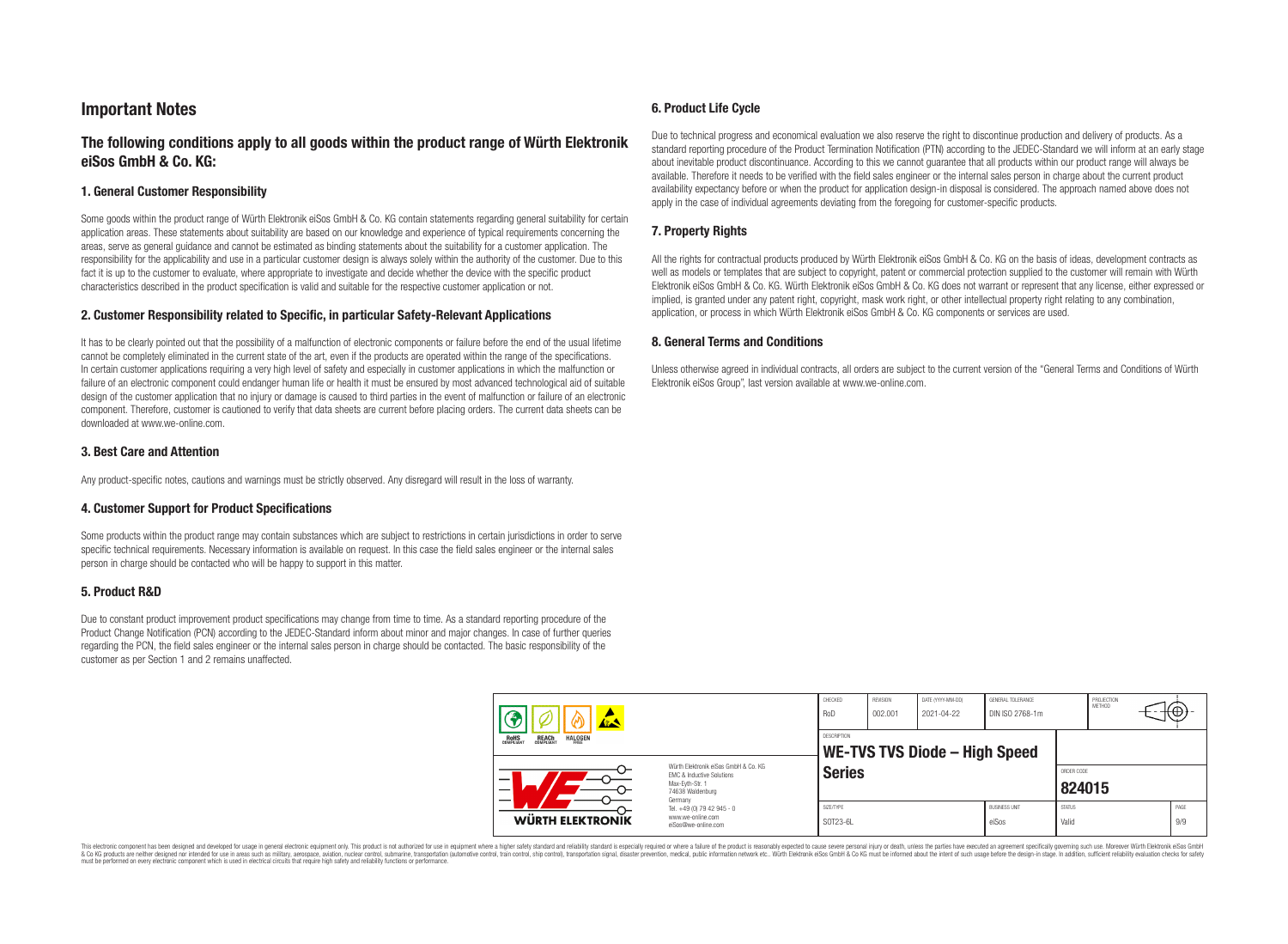# Important Notes

## The following conditions apply to all goods within the product range of Würth Elektronik eiSos GmbH & Co. KG:

### 1. General Customer Responsibility

Some goods within the product range of Würth Elektronik eiSos GmbH & Co. KG contain statements regarding general suitability for certain application areas. These statements about suitability are based on our knowledge and experience of typical requirements concerning the areas, serve as general guidance and cannot be estimated as binding statements about the suitability for a customer application. The responsibility for the applicability and use in a particular customer design is always solely within the authority of the customer. Due to this fact it is up to the customer to evaluate, where appropriate to investigate and decide whether the device with the specific product characteristics described in the product specification is valid and suitable for the respective customer application or not.

### 2. Customer Responsibility related to Specific, in particular Safety-Relevant Applications

It has to be clearly pointed out that the possibility of a malfunction of electronic components or failure before the end of the usual lifetime cannot be completely eliminated in the current state of the art, even if the products are operated within the range of the specifications. In certain customer applications requiring a very high level of safety and especially in customer applications in which the malfunction or failure of an electronic component could endanger human life or health it must be ensured by most advanced technological aid of suitable design of the customer application that no injury or damage is caused to third parties in the event of malfunction or failure of an electronic component. Therefore, customer is cautioned to verify that data sheets are current before placing orders. The current data sheets can be downloaded at www.we-online.com.

### 3. Best Care and Attention

Any product-specific notes, cautions and warnings must be strictly observed. Any disregard will result in the loss of warranty.

### 4. Customer Support for Product Specifications

Some products within the product range may contain substances which are subject to restrictions in certain jurisdictions in order to serve specific technical requirements. Necessary information is available on request. In this case the field sales engineer or the internal sales person in charge should be contacted who will be happy to support in this matter.

### 5. Product R&D

Due to constant product improvement product specifications may change from time to time. As a standard reporting procedure of the Product Change Notification (PCN) according to the JEDEC-Standard inform about minor and major changes. In case of further queries regarding the PCN, the field sales engineer or the internal sales person in charge should be contacted. The basic responsibility of the customer as per Section 1 and 2 remains unaffected.

### 6. Product Life Cycle

Due to technical progress and economical evaluation we also reserve the right to discontinue production and delivery of products. As a standard reporting procedure of the Product Termination Notification (PTN) according to the JEDEC-Standard we will inform at an early stage about inevitable product discontinuance. According to this we cannot guarantee that all products within our product range will always be available. Therefore it needs to be verified with the field sales engineer or the internal sales person in charge about the current product availability expectancy before or when the product for application design-in disposal is considered. The approach named above does not apply in the case of individual agreements deviating from the foregoing for customer-specific products.

### 7. Property Rights

All the rights for contractual products produced by Würth Elektronik eiSos GmbH & Co. KG on the basis of ideas, development contracts as well as models or templates that are subject to copyright, patent or commercial protection supplied to the customer will remain with Würth Elektronik eiSos GmbH & Co. KG. Würth Elektronik eiSos GmbH & Co. KG does not warrant or represent that any license, either expressed or implied, is granted under any patent right, copyright, mask work right, or other intellectual property right relating to any combination, application, or process in which Würth Elektronik eiSos GmbH & Co. KG components or services are used.

### 8. General Terms and Conditions

Unless otherwise agreed in individual contracts, all orders are subject to the current version of the "General Terms and Conditions of Würth Elektronik eiSos Group", last version available at www.we-online.com.

| | | | | | | |
|---|---|---|---|---|---|---|
| CHECKED RoD | REVISION 002.001 | DATE (YYYY-MM-DD) 2021-04-22 | GENERAL TOLERANCE DIN ISO 2768-1m | | PROJECTION METHOD | |
| DESCRIPTION **WE-TVS TVS Diode – High Speed Series** | | | | ORDER CODE **824015** | | |
| SIZE/TYPE SOT23-6L | | | BUSINESS UNIT eiSos | STATUS Valid | | PAGE 9/9 |

Würth Elektronik eiSos GmbH & Co. KG
EMC & Inductive Solutions
Max-Eyth-Str. 1
74638 Waldenburg
Germany
Tel. +49 (0) 79 42 945 - 0
www.we-online.com
eiSos@we-online.com

This electronic component has been designed and developed for usage in general electronic equipment only. This product is not authorized for use in equipment where a higher safety standard and reliability standard is especially required or where a failure of the product is reasonably expected to cause severe personal injury or death, unless the parties have executed an agreement specifically governing such use. Moreover Würth Elektronik eiSos GmbH & Co KG products are neither designed nor intended for use in areas such as military, aerospace, aviation, nuclear control, submarine, transportation (automotive control, train control, ship control), transportation signal, disaster prevention, medical, public information network etc.. Würth Elektronik eiSos GmbH & Co KG must be informed about the intent of such usage before the design-in stage. In addition, sufficient reliability evaluation checks for safety must be performed on every electronic component which is used in electrical circuits that require high safety and reliability functions or performance.